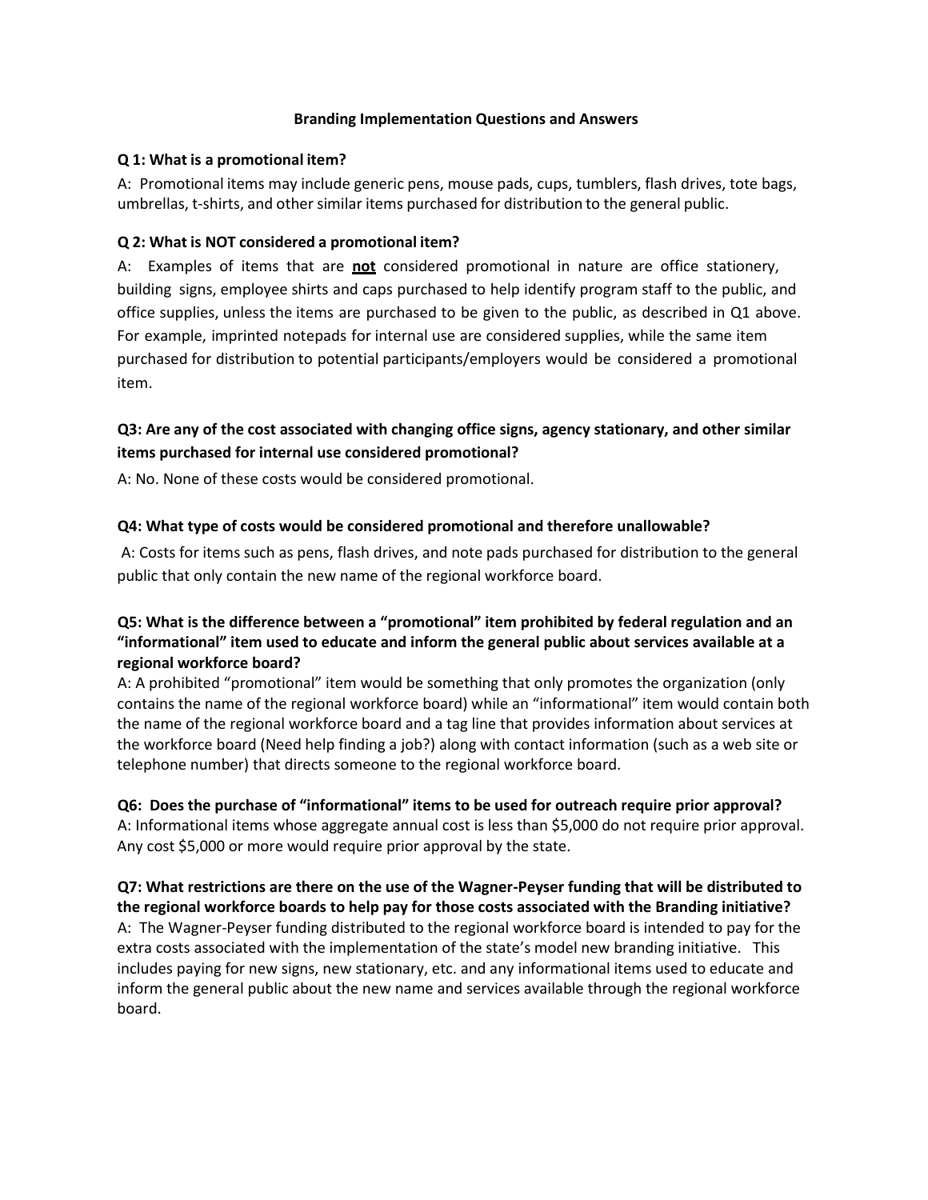# Branding Implementation Questions and Answers

**Q 1: What is a promotional item?**

A: Promotional items may include generic pens, mouse pads, cups, tumblers, flash drives, tote bags, umbrellas, t-shirts, and other similar items purchased for distribution to the general public.

**Q 2: What is NOT considered a promotional item?**

A: Examples of items that are **<u>not</u>** considered promotional in nature are office stationery, building signs, employee shirts and caps purchased to help identify program staff to the public, and office supplies, unless the items are purchased to be given to the public, as described in Q1 above. For example, imprinted notepads for internal use are considered supplies, while the same item purchased for distribution to potential participants/employers would be considered a promotional item.

**Q3: Are any of the cost associated with changing office signs, agency stationary, and other similar items purchased for internal use considered promotional?**

A: No. None of these costs would be considered promotional.

**Q4: What type of costs would be considered promotional and therefore unallowable?**

A: Costs for items such as pens, flash drives, and note pads purchased for distribution to the general public that only contain the new name of the regional workforce board.

**Q5: What is the difference between a "promotional" item prohibited by federal regulation and an "informational" item used to educate and inform the general public about services available at a regional workforce board?**

A: A prohibited "promotional" item would be something that only promotes the organization (only contains the name of the regional workforce board) while an "informational" item would contain both the name of the regional workforce board and a tag line that provides information about services at the workforce board (Need help finding a job?) along with contact information (such as a web site or telephone number) that directs someone to the regional workforce board.

**Q6: Does the purchase of "informational" items to be used for outreach require prior approval?**

A: Informational items whose aggregate annual cost is less than $5,000 do not require prior approval. Any cost $5,000 or more would require prior approval by the state.

**Q7: What restrictions are there on the use of the Wagner-Peyser funding that will be distributed to the regional workforce boards to help pay for those costs associated with the Branding initiative?**

A: The Wagner-Peyser funding distributed to the regional workforce board is intended to pay for the extra costs associated with the implementation of the state's model new branding initiative. This includes paying for new signs, new stationary, etc. and any informational items used to educate and inform the general public about the new name and services available through the regional workforce board.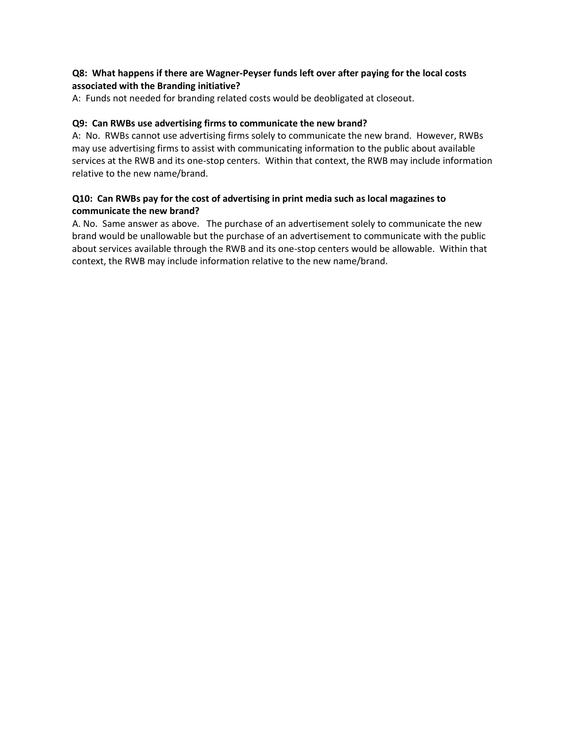**Q8: What happens if there are Wagner-Peyser funds left over after paying for the local costs associated with the Branding initiative?**

A: Funds not needed for branding related costs would be deobligated at closeout.

**Q9: Can RWBs use advertising firms to communicate the new brand?**

A: No. RWBs cannot use advertising firms solely to communicate the new brand. However, RWBs may use advertising firms to assist with communicating information to the public about available services at the RWB and its one-stop centers. Within that context, the RWB may include information relative to the new name/brand.

**Q10: Can RWBs pay for the cost of advertising in print media such as local magazines to communicate the new brand?**

A. No. Same answer as above. The purchase of an advertisement solely to communicate the new brand would be unallowable but the purchase of an advertisement to communicate with the public about services available through the RWB and its one-stop centers would be allowable. Within that context, the RWB may include information relative to the new name/brand.